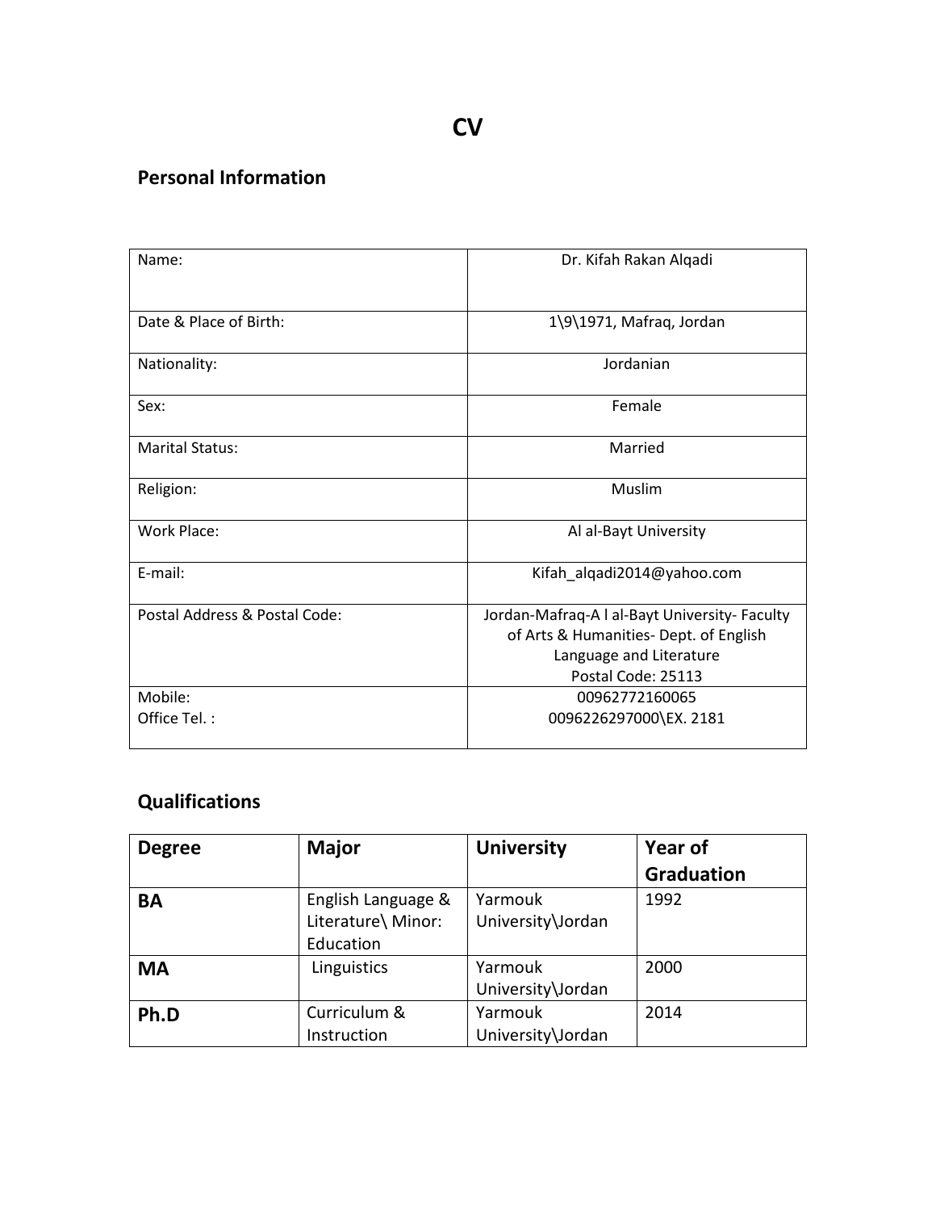# CV

## Personal Information

| | |
|---|---|
| Name: | Dr. Kifah Rakan Alqadi |
| Date & Place of Birth: | 1\9\1971, Mafraq, Jordan |
| Nationality: | Jordanian |
| Sex: | Female |
| Marital Status: | Married |
| Religion: | Muslim |
| Work Place: | Al al-Bayt University |
| E-mail: | Kifah_alqadi2014@yahoo.com |
| Postal Address & Postal Code: | Jordan-Mafraq-A l al-Bayt University- Faculty of Arts & Humanities- Dept. of English Language and Literature<br>Postal Code: 25113 |
| Mobile:<br>Office Tel. : | 00962772160065<br>0096226297000\EX. 2181 |

## Qualifications

| **Degree** | **Major** | **University** | **Year of Graduation** |
|---|---|---|---|
| **BA** | English Language & Literature\ Minor: Education | Yarmouk University\Jordan | 1992 |
| **MA** | Linguistics | Yarmouk University\Jordan | 2000 |
| **Ph.D** | Curriculum & Instruction | Yarmouk University\Jordan | 2014 |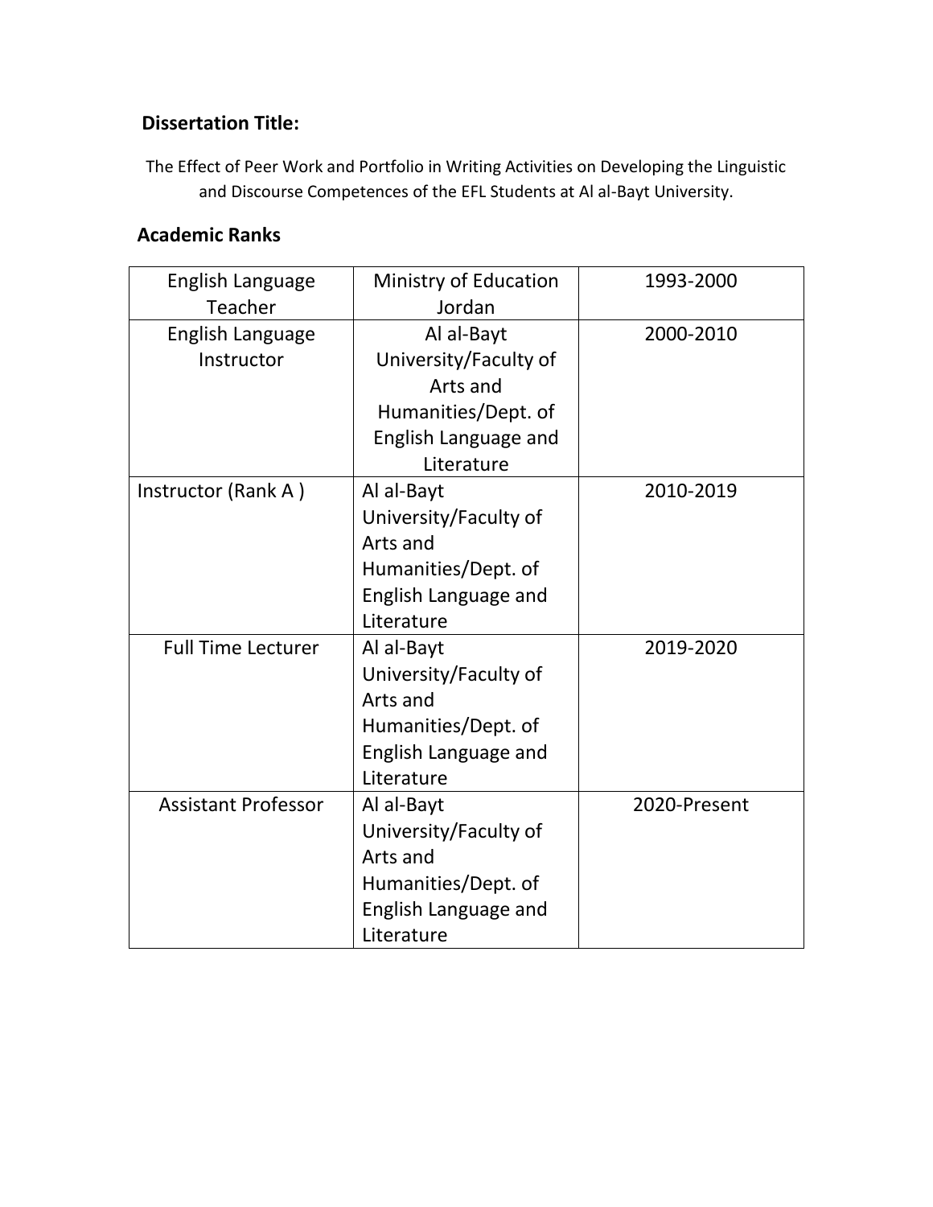### Dissertation Title:

The Effect of Peer Work and Portfolio in Writing Activities on Developing the Linguistic and Discourse Competences of the EFL Students at Al al-Bayt University.

### Academic Ranks

| | | |
|---|---|---|
| English Language Teacher | Ministry of Education Jordan | 1993-2000 |
| English Language Instructor | Al al-Bayt University/Faculty of Arts and Humanities/Dept. of English Language and Literature | 2000-2010 |
| Instructor (Rank A ) | Al al-Bayt University/Faculty of Arts and Humanities/Dept. of English Language and Literature | 2010-2019 |
| Full Time Lecturer | Al al-Bayt University/Faculty of Arts and Humanities/Dept. of English Language and Literature | 2019-2020 |
| Assistant Professor | Al al-Bayt University/Faculty of Arts and Humanities/Dept. of English Language and Literature | 2020-Present |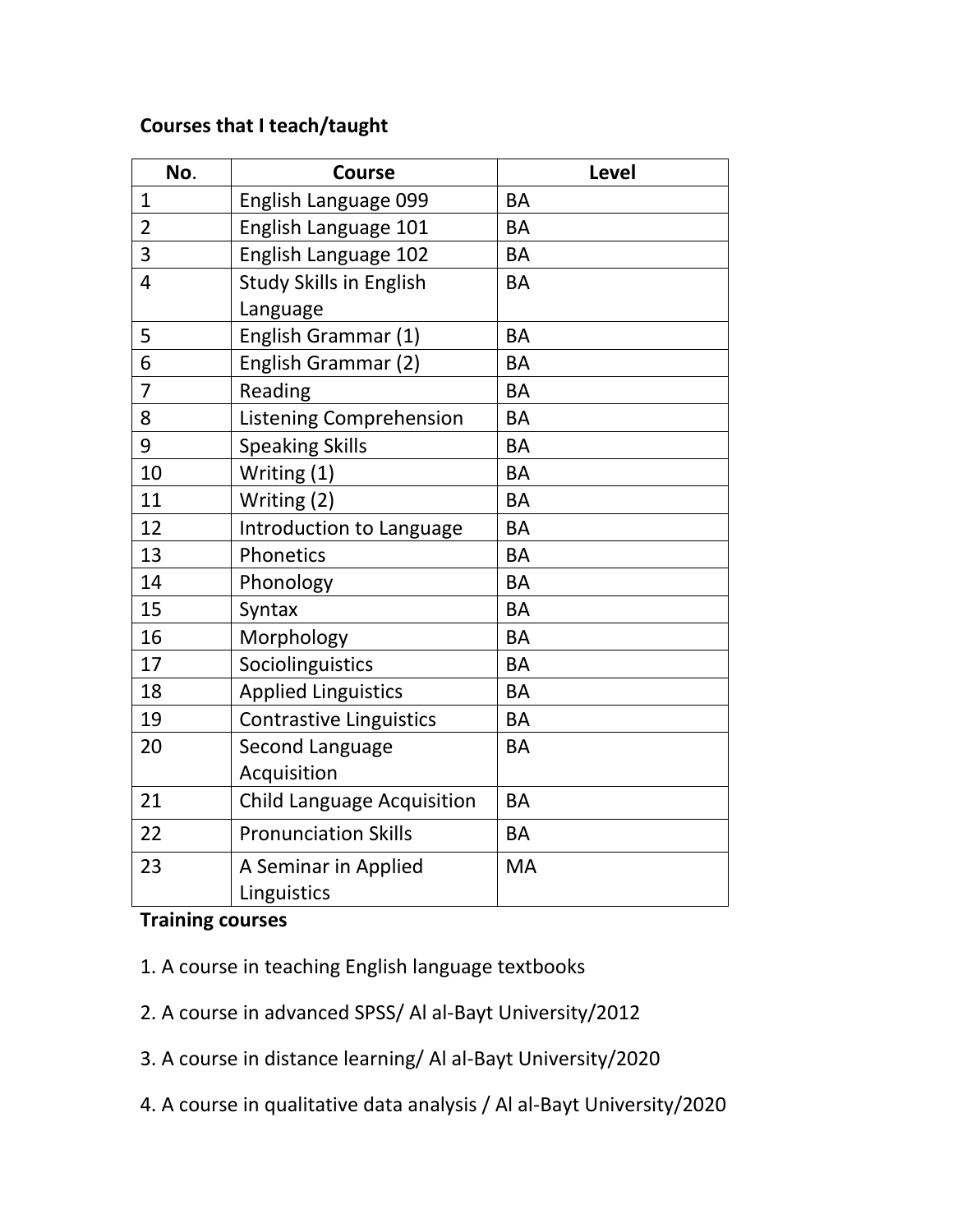**Courses that I teach/taught**

| No. | Course | Level |
|---|---|---|
| 1 | English Language 099 | BA |
| 2 | English Language 101 | BA |
| 3 | English Language 102 | BA |
| 4 | Study Skills in English Language | BA |
| 5 | English Grammar (1) | BA |
| 6 | English Grammar (2) | BA |
| 7 | Reading | BA |
| 8 | Listening Comprehension | BA |
| 9 | Speaking Skills | BA |
| 10 | Writing (1) | BA |
| 11 | Writing (2) | BA |
| 12 | Introduction to Language | BA |
| 13 | Phonetics | BA |
| 14 | Phonology | BA |
| 15 | Syntax | BA |
| 16 | Morphology | BA |
| 17 | Sociolinguistics | BA |
| 18 | Applied Linguistics | BA |
| 19 | Contrastive Linguistics | BA |
| 20 | Second Language Acquisition | BA |
| 21 | Child Language Acquisition | BA |
| 22 | Pronunciation Skills | BA |
| 23 | A Seminar in Applied Linguistics | MA |

**Training courses**

1. A course in teaching English language textbooks

2. A course in advanced SPSS/ Al al-Bayt University/2012

3. A course in distance learning/ Al al-Bayt University/2020

4. A course in qualitative data analysis / Al al-Bayt University/2020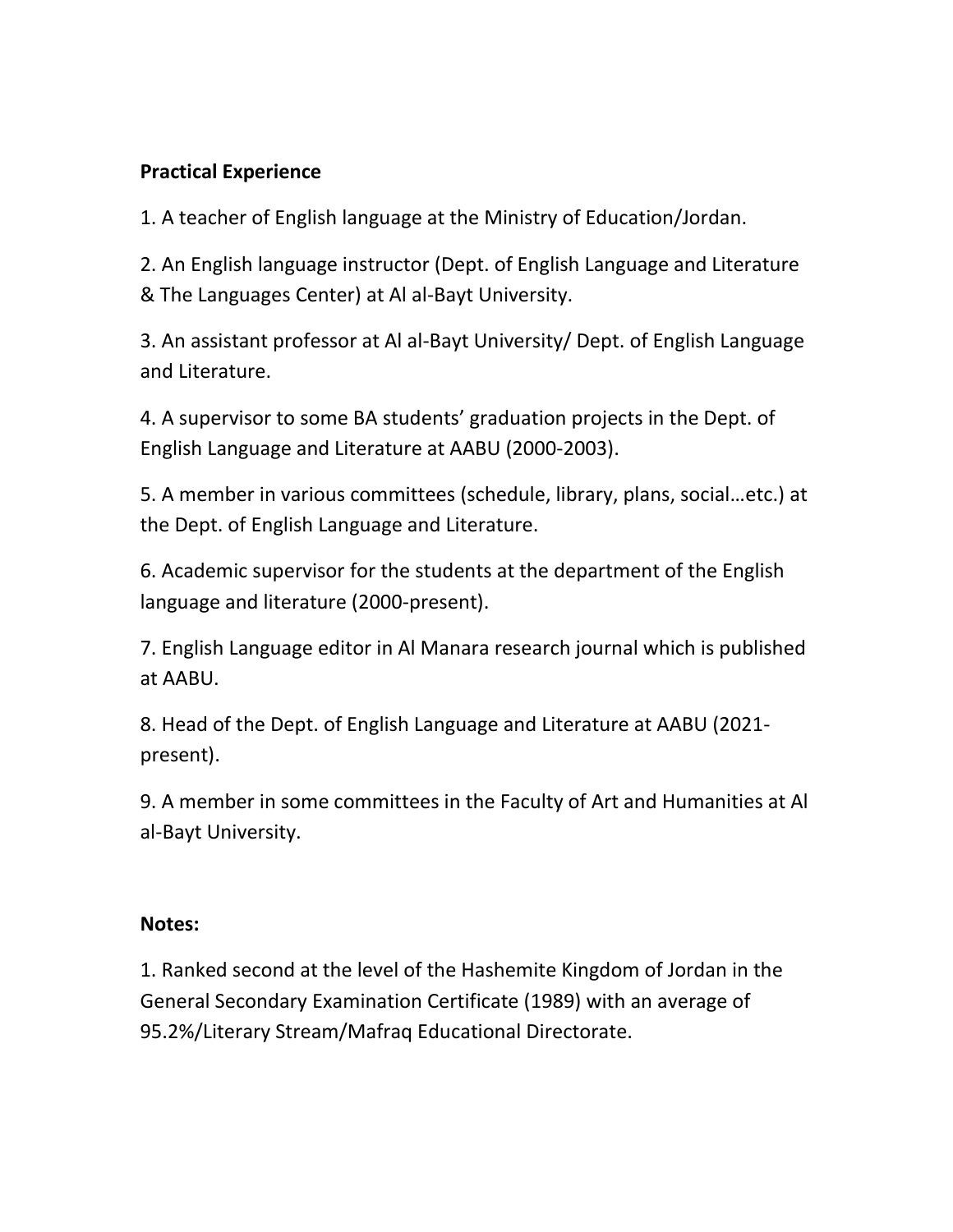**Practical Experience**

1. A teacher of English language at the Ministry of Education/Jordan.

2. An English language instructor (Dept. of English Language and Literature & The Languages Center) at Al al-Bayt University.

3. An assistant professor at Al al-Bayt University/ Dept. of English Language and Literature.

4. A supervisor to some BA students' graduation projects in the Dept. of English Language and Literature at AABU (2000-2003).

5. A member in various committees (schedule, library, plans, social…etc.) at the Dept. of English Language and Literature.

6. Academic supervisor for the students at the department of the English language and literature (2000-present).

7. English Language editor in Al Manara research journal which is published at AABU.

8. Head of the Dept. of English Language and Literature at AABU (2021-present).

9. A member in some committees in the Faculty of Art and Humanities at Al al-Bayt University.

**Notes:**

1. Ranked second at the level of the Hashemite Kingdom of Jordan in the General Secondary Examination Certificate (1989) with an average of 95.2%/Literary Stream/Mafraq Educational Directorate.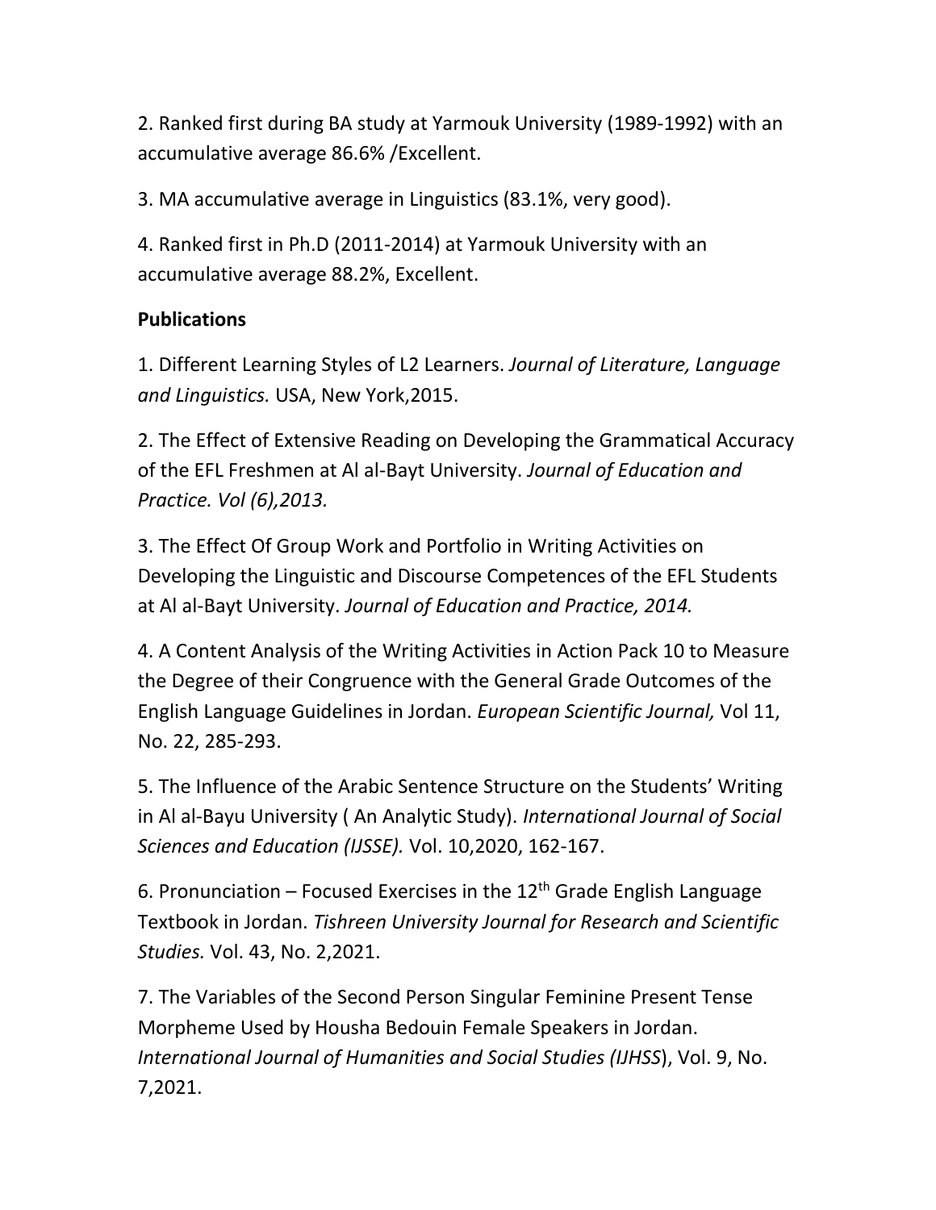2. Ranked first during BA study at Yarmouk University (1989-1992) with an accumulative average 86.6% /Excellent.

3. MA accumulative average in Linguistics (83.1%, very good).

4. Ranked first in Ph.D (2011-2014) at Yarmouk University with an accumulative average 88.2%, Excellent.

**Publications**

1. Different Learning Styles of L2 Learners. *Journal of Literature, Language and Linguistics.* USA, New York,2015.

2. The Effect of Extensive Reading on Developing the Grammatical Accuracy of the EFL Freshmen at Al al-Bayt University. *Journal of Education and Practice. Vol (6),2013.*

3. The Effect Of Group Work and Portfolio in Writing Activities on Developing the Linguistic and Discourse Competences of the EFL Students at Al al-Bayt University. *Journal of Education and Practice, 2014.*

4. A Content Analysis of the Writing Activities in Action Pack 10 to Measure the Degree of their Congruence with the General Grade Outcomes of the English Language Guidelines in Jordan. *European Scientific Journal,* Vol 11, No. 22, 285-293.

5. The Influence of the Arabic Sentence Structure on the Students' Writing in Al al-Bayu University ( An Analytic Study). *International Journal of Social Sciences and Education (IJSSE).* Vol. 10,2020, 162-167.

6. Pronunciation – Focused Exercises in the 12th Grade English Language Textbook in Jordan. *Tishreen University Journal for Research and Scientific Studies.* Vol. 43, No. 2,2021.

7. The Variables of the Second Person Singular Feminine Present Tense Morpheme Used by Housha Bedouin Female Speakers in Jordan. *International Journal of Humanities and Social Studies (IJHSS*), Vol. 9, No. 7,2021.